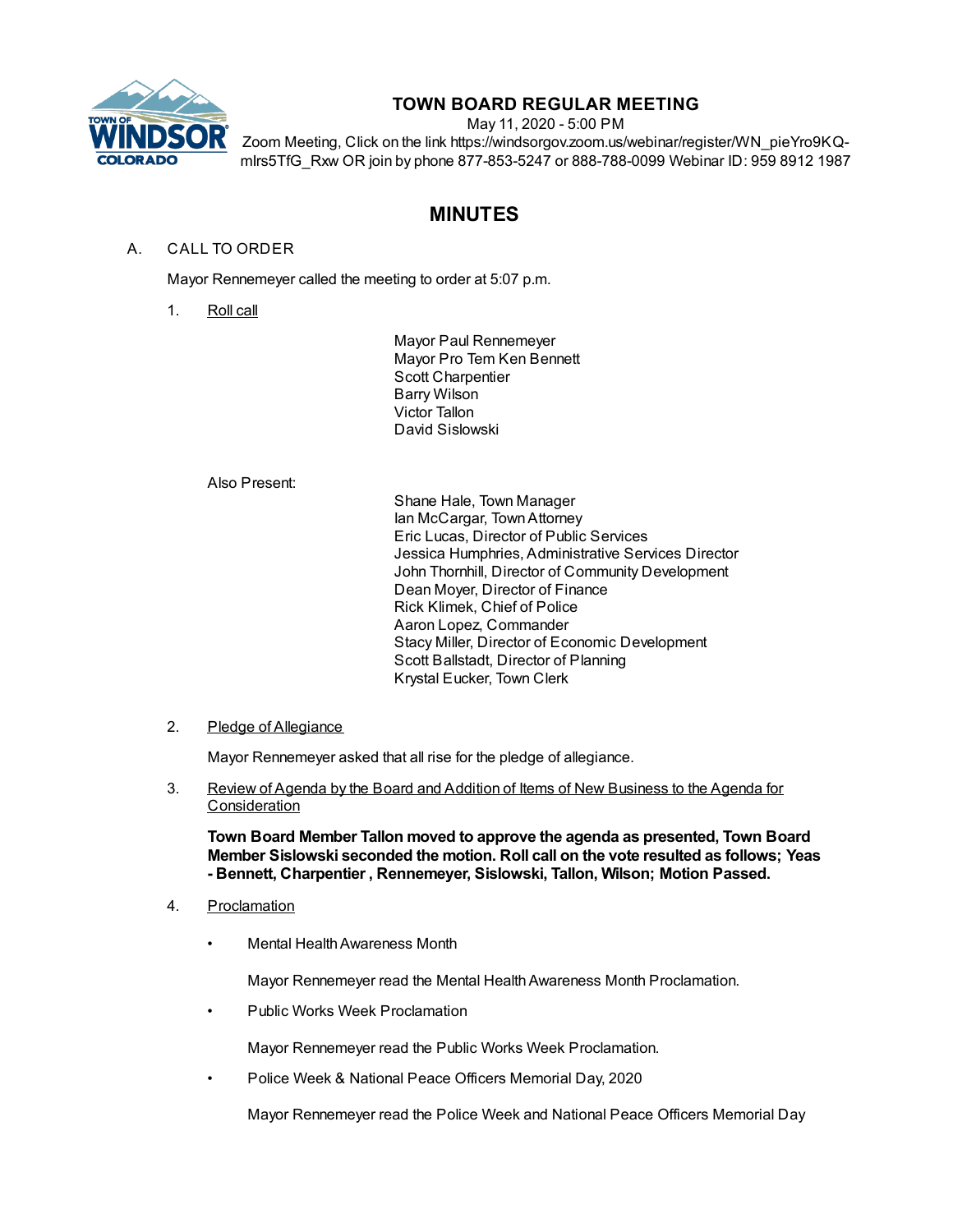# TOWN BOARD REGULAR MEETING

May 11, 2020 - 5:00 PM

Zoom Meeting, Click on the link https://windsorgov.zoom.us/webinar/register/WN_pieYro9KQ-mIrs5TfG_Rxw OR join by phone 877-853-5247 or 888-788-0099 Webinar ID: 959 8912 1987

## MINUTES

A. CALL TO ORDER

Mayor Rennemeyer called the meeting to order at 5:07 p.m.

1. Roll call

Mayor Paul Rennemeyer
Mayor Pro Tem Ken Bennett
Scott Charpentier
Barry Wilson
Victor Tallon
David Sislowski

Also Present:

Shane Hale, Town Manager
Ian McCargar, Town Attorney
Eric Lucas, Director of Public Services
Jessica Humphries, Administrative Services Director
John Thornhill, Director of Community Development
Dean Moyer, Director of Finance
Rick Klimek, Chief of Police
Aaron Lopez, Commander
Stacy Miller, Director of Economic Development
Scott Ballstadt, Director of Planning
Krystal Eucker, Town Clerk

2. Pledge of Allegiance

Mayor Rennemeyer asked that all rise for the pledge of allegiance.

3. Review of Agenda by the Board and Addition of Items of New Business to the Agenda for Consideration

**Town Board Member Tallon moved to approve the agenda as presented, Town Board Member Sislowski seconded the motion. Roll call on the vote resulted as follows; Yeas - Bennett, Charpentier , Rennemeyer, Sislowski, Tallon, Wilson; Motion Passed.**

4. Proclamation

- Mental Health Awareness Month

  Mayor Rennemeyer read the Mental Health Awareness Month Proclamation.

- Public Works Week Proclamation

  Mayor Rennemeyer read the Public Works Week Proclamation.

- Police Week & National Peace Officers Memorial Day, 2020

  Mayor Rennemeyer read the Police Week and National Peace Officers Memorial Day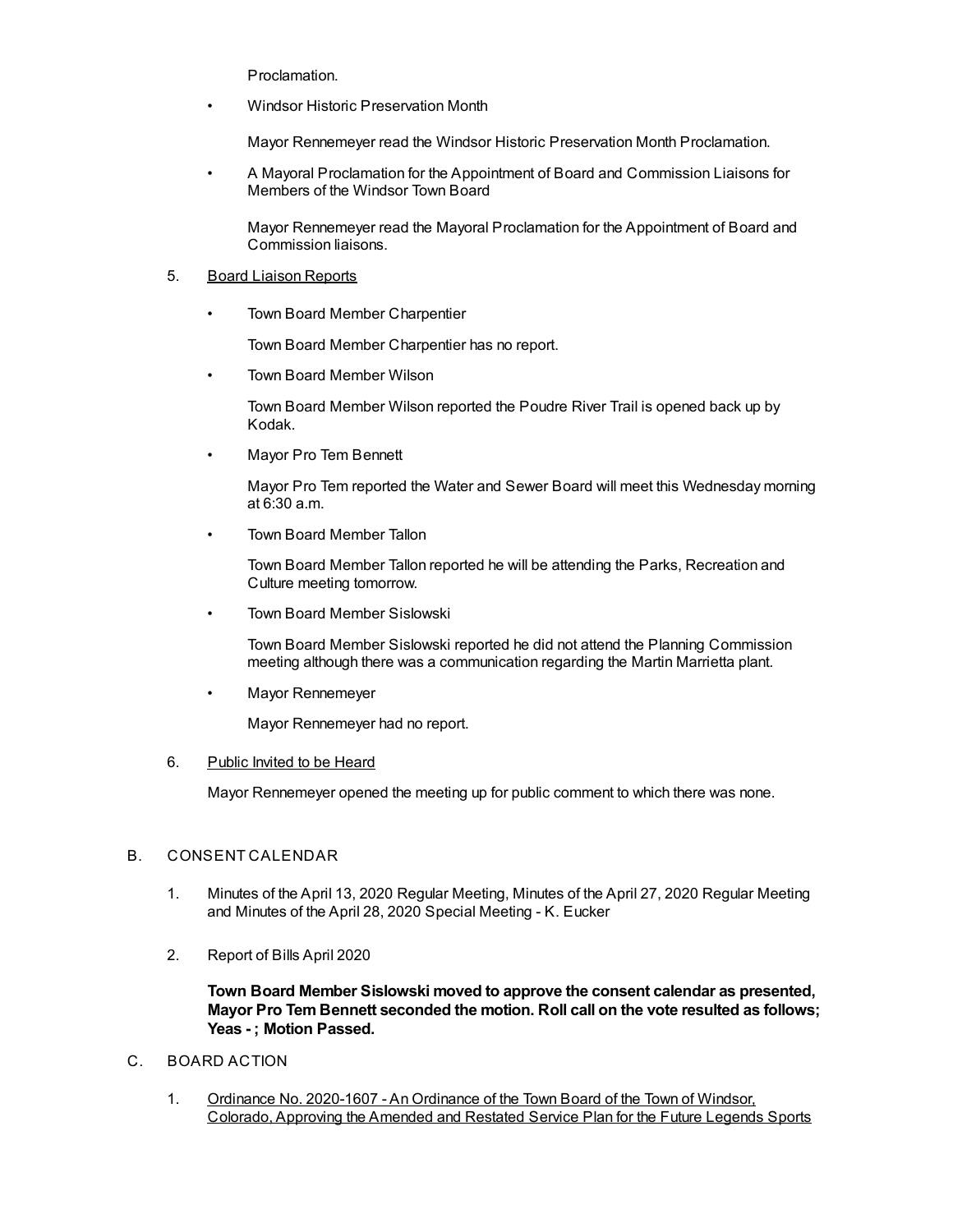Proclamation.

- Windsor Historic Preservation Month

  Mayor Rennemeyer read the Windsor Historic Preservation Month Proclamation.

- A Mayoral Proclamation for the Appointment of Board and Commission Liaisons for Members of the Windsor Town Board

  Mayor Rennemeyer read the Mayoral Proclamation for the Appointment of Board and Commission liaisons.

5. Board Liaison Reports

- Town Board Member Charpentier

  Town Board Member Charpentier has no report.

- Town Board Member Wilson

  Town Board Member Wilson reported the Poudre River Trail is opened back up by Kodak.

- Mayor Pro Tem Bennett

  Mayor Pro Tem reported the Water and Sewer Board will meet this Wednesday morning at 6:30 a.m.

- Town Board Member Tallon

  Town Board Member Tallon reported he will be attending the Parks, Recreation and Culture meeting tomorrow.

- Town Board Member Sislowski

  Town Board Member Sislowski reported he did not attend the Planning Commission meeting although there was a communication regarding the Martin Marrietta plant.

- Mayor Rennemeyer

  Mayor Rennemeyer had no report.

6. Public Invited to be Heard

   Mayor Rennemeyer opened the meeting up for public comment to which there was none.

B. CONSENT CALENDAR

1. Minutes of the April 13, 2020 Regular Meeting, Minutes of the April 27, 2020 Regular Meeting and Minutes of the April 28, 2020 Special Meeting - K. Eucker

2. Report of Bills April 2020

   **Town Board Member Sislowski moved to approve the consent calendar as presented, Mayor Pro Tem Bennett seconded the motion. Roll call on the vote resulted as follows; Yeas - ; Motion Passed.**

C. BOARD ACTION

1. Ordinance No. 2020-1607 - An Ordinance of the Town Board of the Town of Windsor, Colorado, Approving the Amended and Restated Service Plan for the Future Legends Sports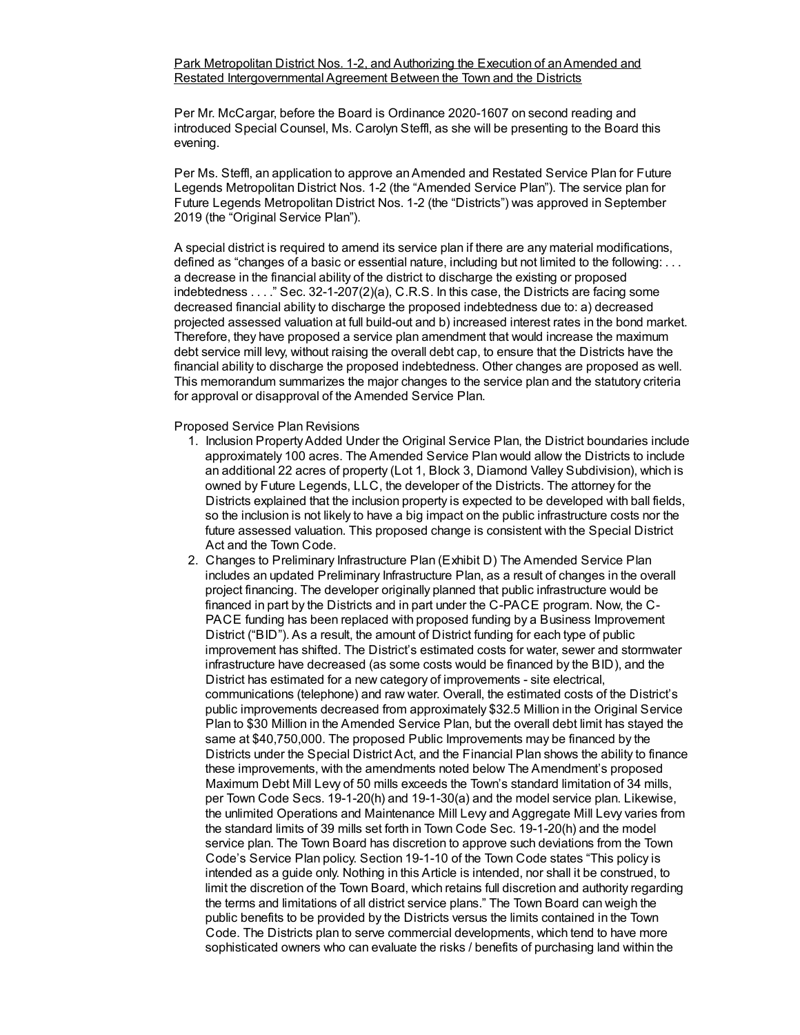Park Metropolitan District Nos. 1-2, and Authorizing the Execution of an Amended and Restated Intergovernmental Agreement Between the Town and the Districts

Per Mr. McCargar, before the Board is Ordinance 2020-1607 on second reading and introduced Special Counsel, Ms. Carolyn Steffl, as she will be presenting to the Board this evening.

Per Ms. Steffl, an application to approve an Amended and Restated Service Plan for Future Legends Metropolitan District Nos. 1-2 (the "Amended Service Plan"). The service plan for Future Legends Metropolitan District Nos. 1-2 (the "Districts") was approved in September 2019 (the "Original Service Plan").

A special district is required to amend its service plan if there are any material modifications, defined as "changes of a basic or essential nature, including but not limited to the following: . . . a decrease in the financial ability of the district to discharge the existing or proposed indebtedness . . . ." Sec. 32-1-207(2)(a), C.R.S. In this case, the Districts are facing some decreased financial ability to discharge the proposed indebtedness due to: a) decreased projected assessed valuation at full build-out and b) increased interest rates in the bond market. Therefore, they have proposed a service plan amendment that would increase the maximum debt service mill levy, without raising the overall debt cap, to ensure that the Districts have the financial ability to discharge the proposed indebtedness. Other changes are proposed as well. This memorandum summarizes the major changes to the service plan and the statutory criteria for approval or disapproval of the Amended Service Plan.

Proposed Service Plan Revisions

1. Inclusion Property Added Under the Original Service Plan, the District boundaries include approximately 100 acres. The Amended Service Plan would allow the Districts to include an additional 22 acres of property (Lot 1, Block 3, Diamond Valley Subdivision), which is owned by Future Legends, LLC, the developer of the Districts. The attorney for the Districts explained that the inclusion property is expected to be developed with ball fields, so the inclusion is not likely to have a big impact on the public infrastructure costs nor the future assessed valuation. This proposed change is consistent with the Special District Act and the Town Code.
2. Changes to Preliminary Infrastructure Plan (Exhibit D) The Amended Service Plan includes an updated Preliminary Infrastructure Plan, as a result of changes in the overall project financing. The developer originally planned that public infrastructure would be financed in part by the Districts and in part under the C-PACE program. Now, the C-PACE funding has been replaced with proposed funding by a Business Improvement District ("BID"). As a result, the amount of District funding for each type of public improvement has shifted. The District's estimated costs for water, sewer and stormwater infrastructure have decreased (as some costs would be financed by the BID), and the District has estimated for a new category of improvements - site electrical, communications (telephone) and raw water. Overall, the estimated costs of the District's public improvements decreased from approximately $32.5 Million in the Original Service Plan to $30 Million in the Amended Service Plan, but the overall debt limit has stayed the same at $40,750,000. The proposed Public Improvements may be financed by the Districts under the Special District Act, and the Financial Plan shows the ability to finance these improvements, with the amendments noted below The Amendment's proposed Maximum Debt Mill Levy of 50 mills exceeds the Town's standard limitation of 34 mills, per Town Code Secs. 19-1-20(h) and 19-1-30(a) and the model service plan. Likewise, the unlimited Operations and Maintenance Mill Levy and Aggregate Mill Levy varies from the standard limits of 39 mills set forth in Town Code Sec. 19-1-20(h) and the model service plan. The Town Board has discretion to approve such deviations from the Town Code's Service Plan policy. Section 19-1-10 of the Town Code states "This policy is intended as a guide only. Nothing in this Article is intended, nor shall it be construed, to limit the discretion of the Town Board, which retains full discretion and authority regarding the terms and limitations of all district service plans." The Town Board can weigh the public benefits to be provided by the Districts versus the limits contained in the Town Code. The Districts plan to serve commercial developments, which tend to have more sophisticated owners who can evaluate the risks / benefits of purchasing land within the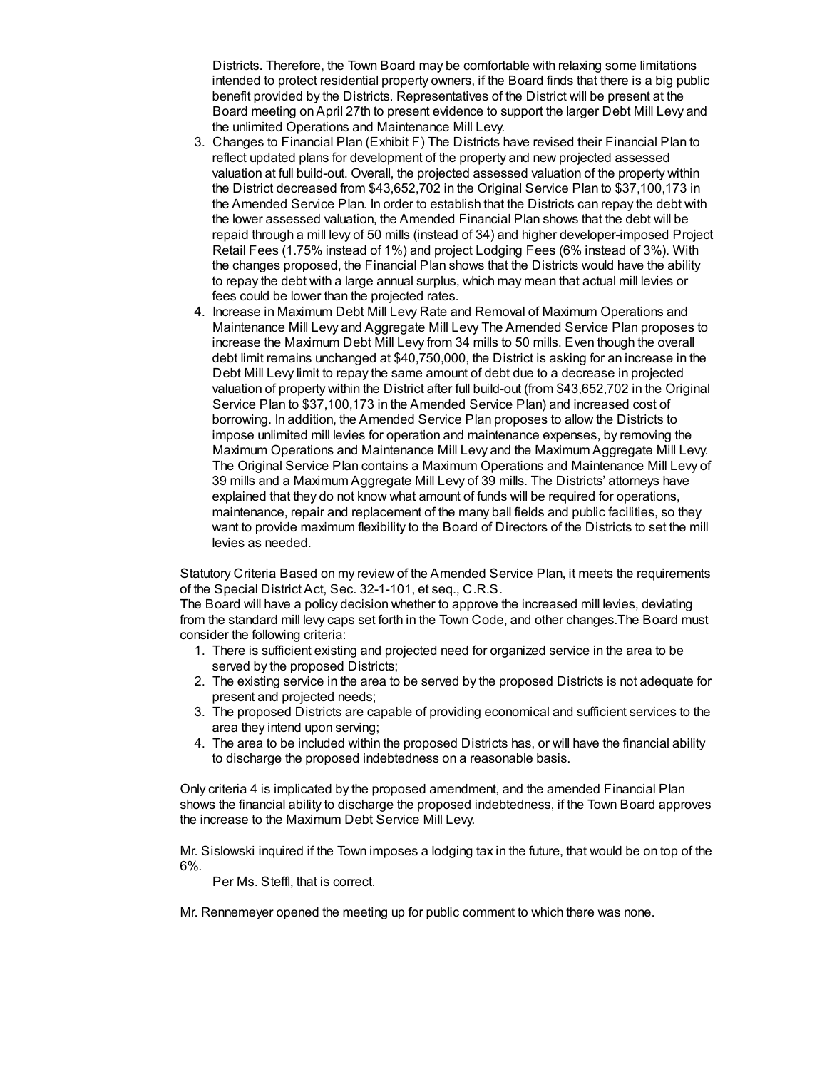Districts. Therefore, the Town Board may be comfortable with relaxing some limitations intended to protect residential property owners, if the Board finds that there is a big public benefit provided by the Districts. Representatives of the District will be present at the Board meeting on April 27th to present evidence to support the larger Debt Mill Levy and the unlimited Operations and Maintenance Mill Levy.

3. Changes to Financial Plan (Exhibit F) The Districts have revised their Financial Plan to reflect updated plans for development of the property and new projected assessed valuation at full build-out. Overall, the projected assessed valuation of the property within the District decreased from $43,652,702 in the Original Service Plan to $37,100,173 in the Amended Service Plan. In order to establish that the Districts can repay the debt with the lower assessed valuation, the Amended Financial Plan shows that the debt will be repaid through a mill levy of 50 mills (instead of 34) and higher developer-imposed Project Retail Fees (1.75% instead of 1%) and project Lodging Fees (6% instead of 3%). With the changes proposed, the Financial Plan shows that the Districts would have the ability to repay the debt with a large annual surplus, which may mean that actual mill levies or fees could be lower than the projected rates.
4. Increase in Maximum Debt Mill Levy Rate and Removal of Maximum Operations and Maintenance Mill Levy and Aggregate Mill Levy The Amended Service Plan proposes to increase the Maximum Debt Mill Levy from 34 mills to 50 mills. Even though the overall debt limit remains unchanged at $40,750,000, the District is asking for an increase in the Debt Mill Levy limit to repay the same amount of debt due to a decrease in projected valuation of property within the District after full build-out (from $43,652,702 in the Original Service Plan to $37,100,173 in the Amended Service Plan) and increased cost of borrowing. In addition, the Amended Service Plan proposes to allow the Districts to impose unlimited mill levies for operation and maintenance expenses, by removing the Maximum Operations and Maintenance Mill Levy and the Maximum Aggregate Mill Levy. The Original Service Plan contains a Maximum Operations and Maintenance Mill Levy of 39 mills and a Maximum Aggregate Mill Levy of 39 mills. The Districts' attorneys have explained that they do not know what amount of funds will be required for operations, maintenance, repair and replacement of the many ball fields and public facilities, so they want to provide maximum flexibility to the Board of Directors of the Districts to set the mill levies as needed.

Statutory Criteria Based on my review of the Amended Service Plan, it meets the requirements of the Special District Act, Sec. 32-1-101, et seq., C.R.S.

The Board will have a policy decision whether to approve the increased mill levies, deviating from the standard mill levy caps set forth in the Town Code, and other changes.The Board must consider the following criteria:

1. There is sufficient existing and projected need for organized service in the area to be served by the proposed Districts;
2. The existing service in the area to be served by the proposed Districts is not adequate for present and projected needs;
3. The proposed Districts are capable of providing economical and sufficient services to the area they intend upon serving;
4. The area to be included within the proposed Districts has, or will have the financial ability to discharge the proposed indebtedness on a reasonable basis.

Only criteria 4 is implicated by the proposed amendment, and the amended Financial Plan shows the financial ability to discharge the proposed indebtedness, if the Town Board approves the increase to the Maximum Debt Service Mill Levy.

Mr. Sislowski inquired if the Town imposes a lodging tax in the future, that would be on top of the 6%.

Per Ms. Steffl, that is correct.

Mr. Rennemeyer opened the meeting up for public comment to which there was none.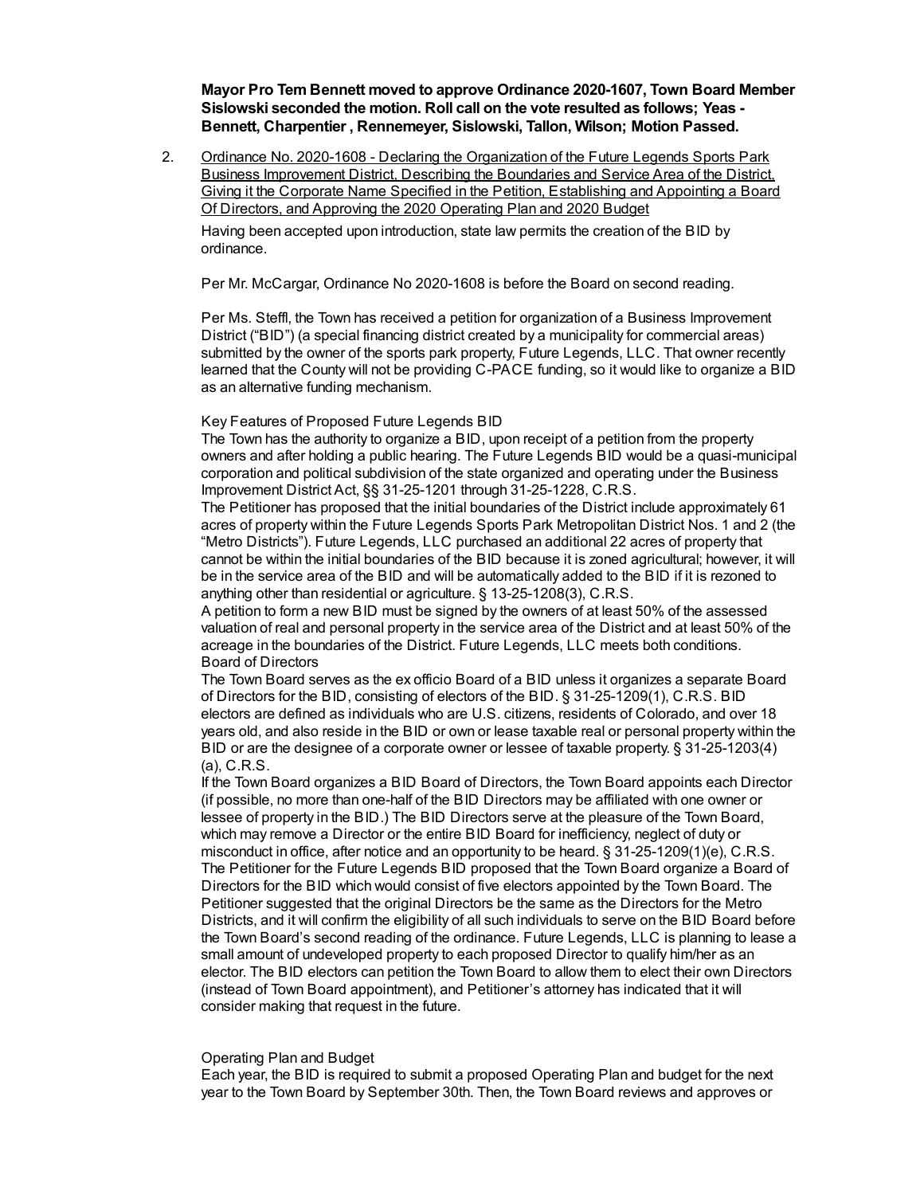**Mayor Pro Tem Bennett moved to approve Ordinance 2020-1607, Town Board Member Sislowski seconded the motion. Roll call on the vote resulted as follows; Yeas - Bennett, Charpentier , Rennemeyer, Sislowski, Tallon, Wilson; Motion Passed.**

2. Ordinance No. 2020-1608 - Declaring the Organization of the Future Legends Sports Park Business Improvement District, Describing the Boundaries and Service Area of the District, Giving it the Corporate Name Specified in the Petition, Establishing and Appointing a Board Of Directors, and Approving the 2020 Operating Plan and 2020 Budget

   Having been accepted upon introduction, state law permits the creation of the BID by ordinance.

   Per Mr. McCargar, Ordinance No 2020-1608 is before the Board on second reading.

   Per Ms. Steffl, the Town has received a petition for organization of a Business Improvement District ("BID") (a special financing district created by a municipality for commercial areas) submitted by the owner of the sports park property, Future Legends, LLC. That owner recently learned that the County will not be providing C-PACE funding, so it would like to organize a BID as an alternative funding mechanism.

   Key Features of Proposed Future Legends BID
   The Town has the authority to organize a BID, upon receipt of a petition from the property owners and after holding a public hearing. The Future Legends BID would be a quasi-municipal corporation and political subdivision of the state organized and operating under the Business Improvement District Act, §§ 31-25-1201 through 31-25-1228, C.R.S.
   The Petitioner has proposed that the initial boundaries of the District include approximately 61 acres of property within the Future Legends Sports Park Metropolitan District Nos. 1 and 2 (the "Metro Districts"). Future Legends, LLC purchased an additional 22 acres of property that cannot be within the initial boundaries of the BID because it is zoned agricultural; however, it will be in the service area of the BID and will be automatically added to the BID if it is rezoned to anything other than residential or agriculture. § 13-25-1208(3), C.R.S.
   A petition to form a new BID must be signed by the owners of at least 50% of the assessed valuation of real and personal property in the service area of the District and at least 50% of the acreage in the boundaries of the District. Future Legends, LLC meets both conditions.
   Board of Directors
   The Town Board serves as the ex officio Board of a BID unless it organizes a separate Board of Directors for the BID, consisting of electors of the BID. § 31-25-1209(1), C.R.S. BID electors are defined as individuals who are U.S. citizens, residents of Colorado, and over 18 years old, and also reside in the BID or own or lease taxable real or personal property within the BID or are the designee of a corporate owner or lessee of taxable property. § 31-25-1203(4)(a), C.R.S.
   If the Town Board organizes a BID Board of Directors, the Town Board appoints each Director (if possible, no more than one-half of the BID Directors may be affiliated with one owner or lessee of property in the BID.) The BID Directors serve at the pleasure of the Town Board, which may remove a Director or the entire BID Board for inefficiency, neglect of duty or misconduct in office, after notice and an opportunity to be heard. § 31-25-1209(1)(e), C.R.S.
   The Petitioner for the Future Legends BID proposed that the Town Board organize a Board of Directors for the BID which would consist of five electors appointed by the Town Board. The Petitioner suggested that the original Directors be the same as the Directors for the Metro Districts, and it will confirm the eligibility of all such individuals to serve on the BID Board before the Town Board's second reading of the ordinance. Future Legends, LLC is planning to lease a small amount of undeveloped property to each proposed Director to qualify him/her as an elector. The BID electors can petition the Town Board to allow them to elect their own Directors (instead of Town Board appointment), and Petitioner's attorney has indicated that it will consider making that request in the future.

   Operating Plan and Budget
   Each year, the BID is required to submit a proposed Operating Plan and budget for the next year to the Town Board by September 30th. Then, the Town Board reviews and approves or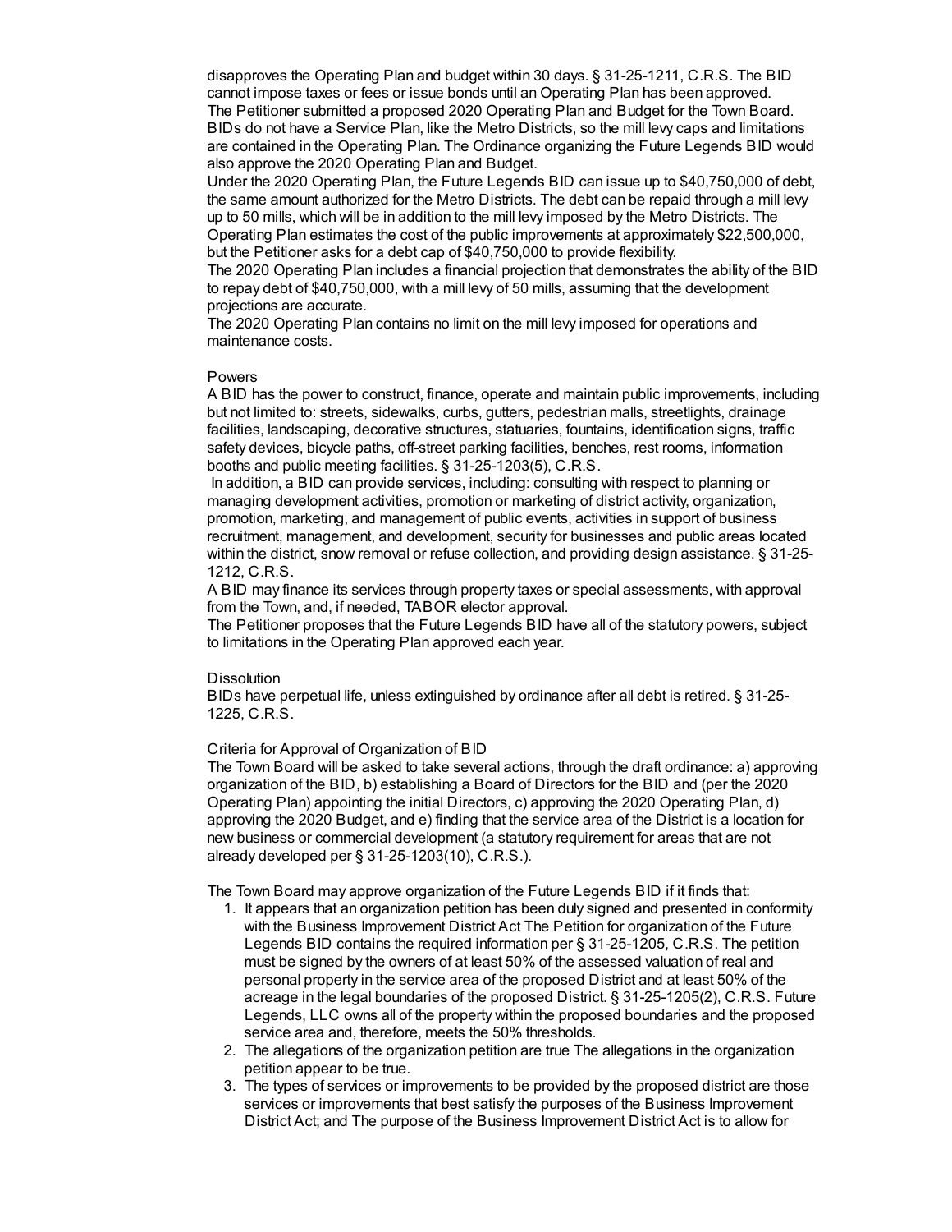disapproves the Operating Plan and budget within 30 days. § 31-25-1211, C.R.S. The BID cannot impose taxes or fees or issue bonds until an Operating Plan has been approved. The Petitioner submitted a proposed 2020 Operating Plan and Budget for the Town Board. BIDs do not have a Service Plan, like the Metro Districts, so the mill levy caps and limitations are contained in the Operating Plan. The Ordinance organizing the Future Legends BID would also approve the 2020 Operating Plan and Budget.

Under the 2020 Operating Plan, the Future Legends BID can issue up to $40,750,000 of debt, the same amount authorized for the Metro Districts. The debt can be repaid through a mill levy up to 50 mills, which will be in addition to the mill levy imposed by the Metro Districts. The Operating Plan estimates the cost of the public improvements at approximately $22,500,000, but the Petitioner asks for a debt cap of $40,750,000 to provide flexibility.

The 2020 Operating Plan includes a financial projection that demonstrates the ability of the BID to repay debt of $40,750,000, with a mill levy of 50 mills, assuming that the development projections are accurate.

The 2020 Operating Plan contains no limit on the mill levy imposed for operations and maintenance costs.

Powers

A BID has the power to construct, finance, operate and maintain public improvements, including but not limited to: streets, sidewalks, curbs, gutters, pedestrian malls, streetlights, drainage facilities, landscaping, decorative structures, statuaries, fountains, identification signs, traffic safety devices, bicycle paths, off-street parking facilities, benches, rest rooms, information booths and public meeting facilities. § 31-25-1203(5), C.R.S.

In addition, a BID can provide services, including: consulting with respect to planning or managing development activities, promotion or marketing of district activity, organization, promotion, marketing, and management of public events, activities in support of business recruitment, management, and development, security for businesses and public areas located within the district, snow removal or refuse collection, and providing design assistance. § 31-25-1212, C.R.S.

A BID may finance its services through property taxes or special assessments, with approval from the Town, and, if needed, TABOR elector approval.

The Petitioner proposes that the Future Legends BID have all of the statutory powers, subject to limitations in the Operating Plan approved each year.

Dissolution

BIDs have perpetual life, unless extinguished by ordinance after all debt is retired. § 31-25-1225, C.R.S.

Criteria for Approval of Organization of BID

The Town Board will be asked to take several actions, through the draft ordinance: a) approving organization of the BID, b) establishing a Board of Directors for the BID and (per the 2020 Operating Plan) appointing the initial Directors, c) approving the 2020 Operating Plan, d) approving the 2020 Budget, and e) finding that the service area of the District is a location for new business or commercial development (a statutory requirement for areas that are not already developed per § 31-25-1203(10), C.R.S.).

The Town Board may approve organization of the Future Legends BID if it finds that:

1. It appears that an organization petition has been duly signed and presented in conformity with the Business Improvement District Act The Petition for organization of the Future Legends BID contains the required information per § 31-25-1205, C.R.S. The petition must be signed by the owners of at least 50% of the assessed valuation of real and personal property in the service area of the proposed District and at least 50% of the acreage in the legal boundaries of the proposed District. § 31-25-1205(2), C.R.S. Future Legends, LLC owns all of the property within the proposed boundaries and the proposed service area and, therefore, meets the 50% thresholds.
2. The allegations of the organization petition are true The allegations in the organization petition appear to be true.
3. The types of services or improvements to be provided by the proposed district are those services or improvements that best satisfy the purposes of the Business Improvement District Act; and The purpose of the Business Improvement District Act is to allow for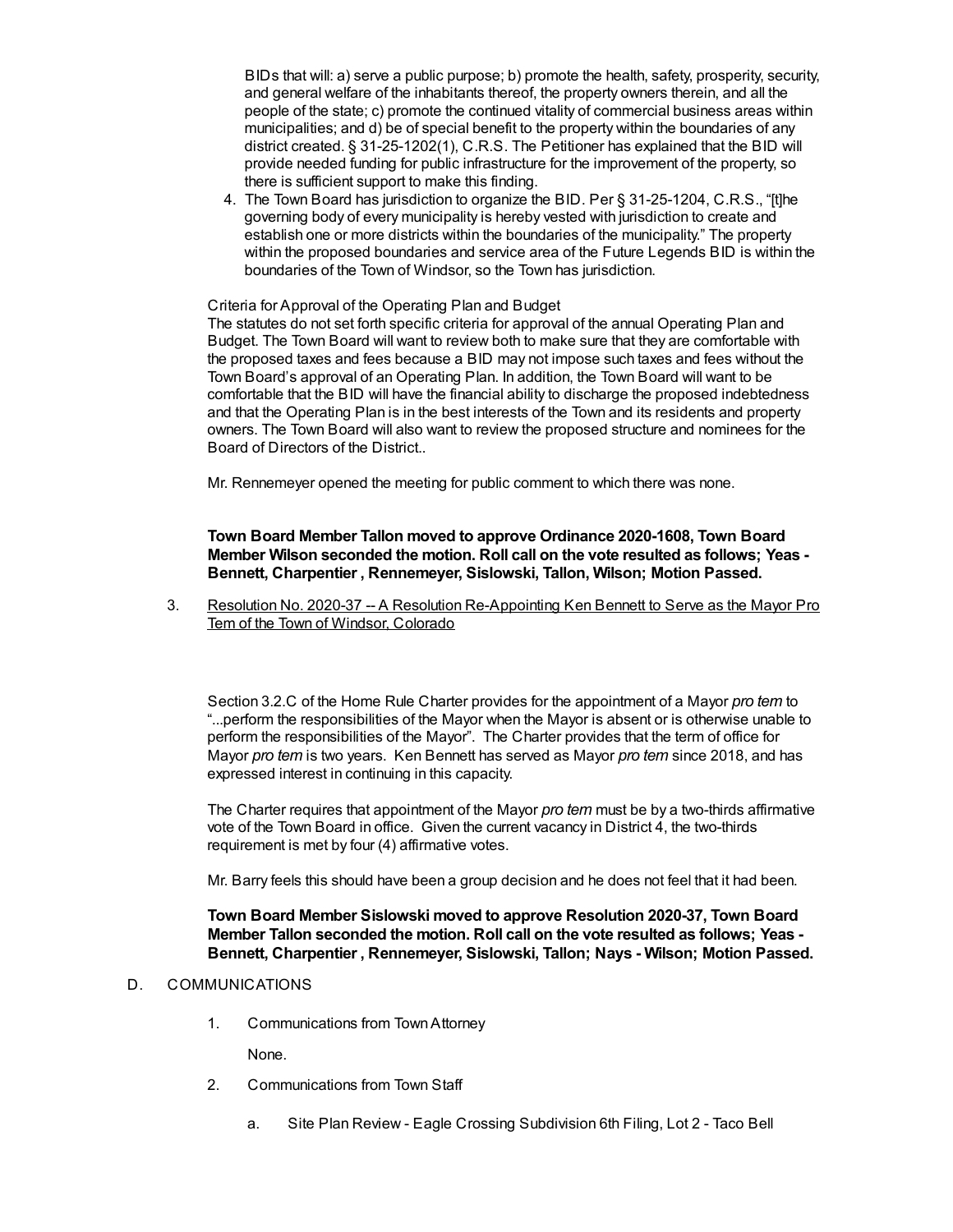BIDs that will: a) serve a public purpose; b) promote the health, safety, prosperity, security, and general welfare of the inhabitants thereof, the property owners therein, and all the people of the state; c) promote the continued vitality of commercial business areas within municipalities; and d) be of special benefit to the property within the boundaries of any district created. § 31-25-1202(1), C.R.S. The Petitioner has explained that the BID will provide needed funding for public infrastructure for the improvement of the property, so there is sufficient support to make this finding.

4. The Town Board has jurisdiction to organize the BID. Per § 31-25-1204, C.R.S., "[t]he governing body of every municipality is hereby vested with jurisdiction to create and establish one or more districts within the boundaries of the municipality." The property within the proposed boundaries and service area of the Future Legends BID is within the boundaries of the Town of Windsor, so the Town has jurisdiction.

Criteria for Approval of the Operating Plan and Budget
The statutes do not set forth specific criteria for approval of the annual Operating Plan and Budget. The Town Board will want to review both to make sure that they are comfortable with the proposed taxes and fees because a BID may not impose such taxes and fees without the Town Board's approval of an Operating Plan. In addition, the Town Board will want to be comfortable that the BID will have the financial ability to discharge the proposed indebtedness and that the Operating Plan is in the best interests of the Town and its residents and property owners. The Town Board will also want to review the proposed structure and nominees for the Board of Directors of the District..

Mr. Rennemeyer opened the meeting for public comment to which there was none.

**Town Board Member Tallon moved to approve Ordinance 2020-1608, Town Board Member Wilson seconded the motion. Roll call on the vote resulted as follows; Yeas - Bennett, Charpentier , Rennemeyer, Sislowski, Tallon, Wilson; Motion Passed.**

3. Resolution No. 2020-37 -- A Resolution Re-Appointing Ken Bennett to Serve as the Mayor Pro Tem of the Town of Windsor, Colorado

Section 3.2.C of the Home Rule Charter provides for the appointment of a Mayor *pro tem* to "...perform the responsibilities of the Mayor when the Mayor is absent or is otherwise unable to perform the responsibilities of the Mayor". The Charter provides that the term of office for Mayor *pro tem* is two years. Ken Bennett has served as Mayor *pro tem* since 2018, and has expressed interest in continuing in this capacity.

The Charter requires that appointment of the Mayor *pro tem* must be by a two-thirds affirmative vote of the Town Board in office. Given the current vacancy in District 4, the two-thirds requirement is met by four (4) affirmative votes.

Mr. Barry feels this should have been a group decision and he does not feel that it had been.

**Town Board Member Sislowski moved to approve Resolution 2020-37, Town Board Member Tallon seconded the motion. Roll call on the vote resulted as follows; Yeas - Bennett, Charpentier , Rennemeyer, Sislowski, Tallon; Nays - Wilson; Motion Passed.**

D. COMMUNICATIONS

1. Communications from Town Attorney

   None.

2. Communications from Town Staff

   a. Site Plan Review - Eagle Crossing Subdivision 6th Filing, Lot 2 - Taco Bell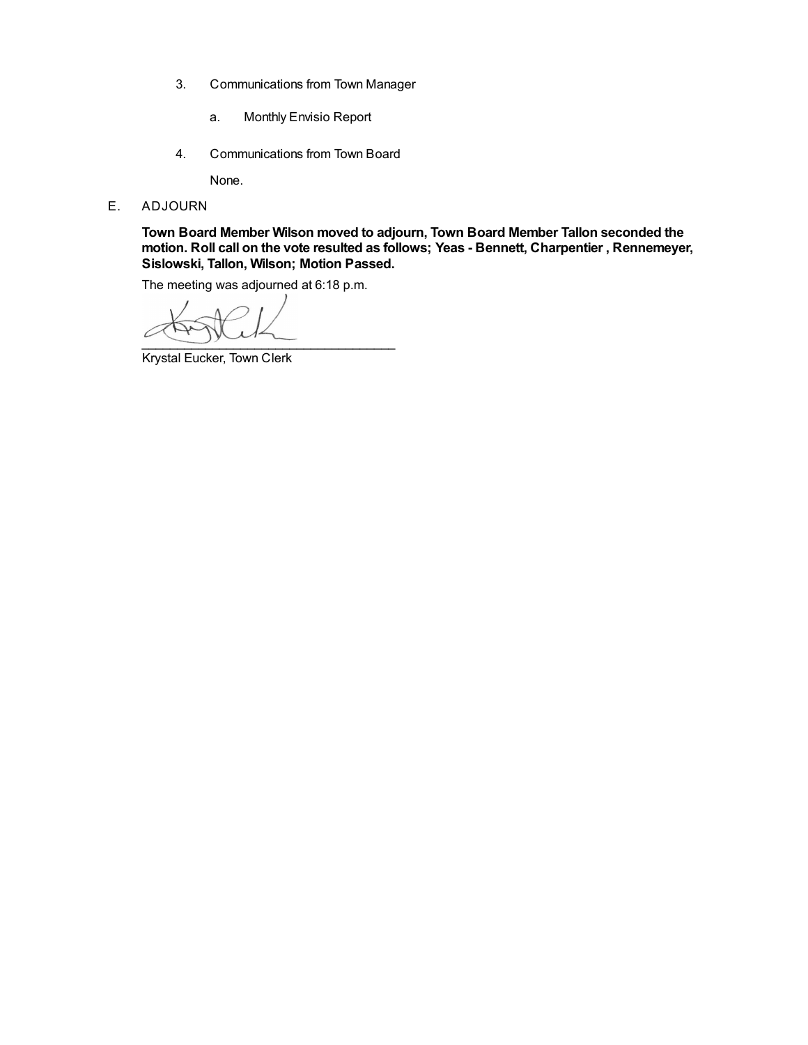3. Communications from Town Manager

    a. Monthly Envisio Report

4. Communications from Town Board

    None.

E. ADJOURN

**Town Board Member Wilson moved to adjourn, Town Board Member Tallon seconded the motion. Roll call on the vote resulted as follows; Yeas - Bennett, Charpentier , Rennemeyer, Sislowski, Tallon, Wilson; Motion Passed.**

The meeting was adjourned at 6:18 p.m.

___________________________________

Krystal Eucker, Town Clerk